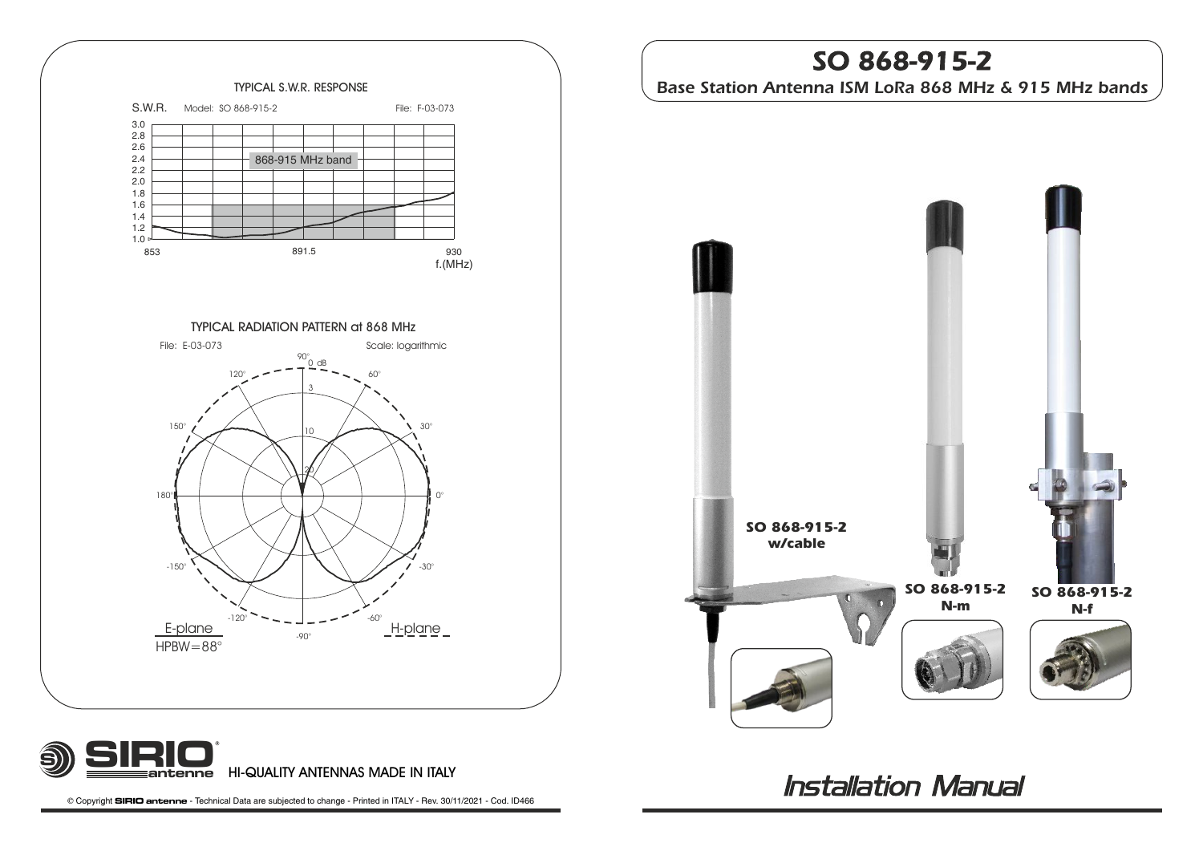# SO 868-915-2

*Base Station Antenna ISM LoRa 868 MHz & 915 MHz bands*

TYPICAL S.W.R. RESPONSE

S.W.R. Model: SO 868-915-2 File: F-03-073

3.0
2.8
2.6
2.4
2.2
2.0
1.8
1.6
1.4
1.2
1.0

868-915 MHz band

853 891.5 930
f.(MHz)

TYPICAL RADIATION PATTERN at 868 MHz

File: E-03-073 Scale: logarithmic

90° 0 dB
120° 60°
3
150° 30°
10
20
180° 0°
-150° -30°
-120° -60°
-90°

E-plane
HPBW=88°

H-plane

**SO 868-915-2 w/cable**

**SO 868-915-2 N-m**

**SO 868-915-2 N-f**

SIRIO antenne HI-QUALITY ANTENNAS MADE IN ITALY

© Copyright SIRIO antenne - Technical Data are subjected to change - Printed in ITALY - Rev. 30/11/2021 - Cod. ID466

# Installation Manual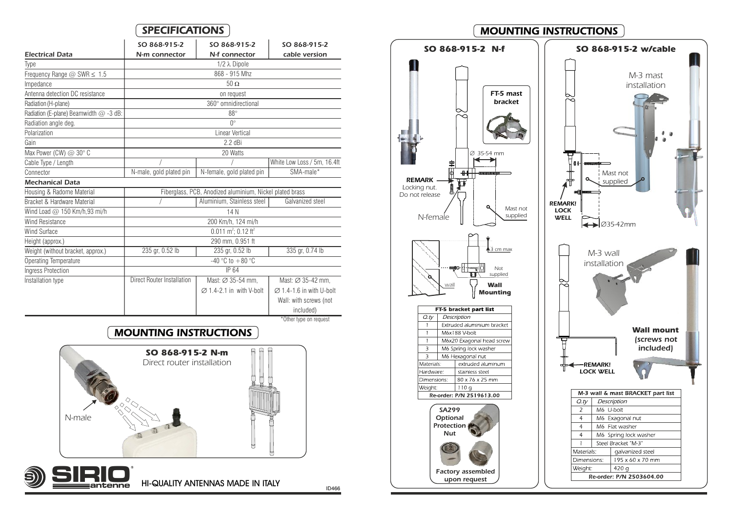# SPECIFICATIONS

| Electrical Data | SO 868-915-2 N-m connector | SO 868-915-2 N-f connector | SO 868-915-2 cable version |
|---|---|---|---|
| Type | 1/2 λ Dipole | | |
| Frequency Range @ SWR ≤ 1.5 | 868 - 915 Mhz | | |
| Impedance | 50 Ω | | |
| Antenna detection DC resistance | on request | | |
| Radiation (H-plane) | 360° omnidirectional | | |
| Radiation (E-plane) Beamwidth @ -3 dB: | 88° | | |
| Radiation angle deg. | 0° | | |
| Polarization | Linear Vertical | | |
| Gain | 2.2 dBi | | |
| Max Power (CW) @ 30° C | 20 Watts | | |
| Cable Type / Length | / | / | White Low Loss / 5m, 16.4ft |
| Connector | N-male, gold plated pin | N-female, gold plated pin | SMA-male* |
| **Mechanical Data** | | | |
| Housing & Radome Material | Fiberglass, PCB, Anodized aluminium, Nickel plated brass | | |
| Bracket & Hardware Material | / | Aluminium, Stainless steel | Galvanized steel |
| Wind Load @ 150 Km/h,93 mi/h | 14 N | | |
| Wind Resistance | 200 Km/h, 124 mi/h | | |
| Wind Surface | 0.011 m²; 0.12 ft² | | |
| Height (approx.) | 290 mm, 0.951 ft | | |
| Weight (without bracket, approx.) | 235 gr, 0.52 lb | 235 gr, 0.52 lb | 335 gr, 0.74 lb |
| Operating Temperature | -40 °C to +80 °C | | |
| Ingress Protection | IP 64 | | |
| Installation type | Direct Router Installation | Mast: Ø 35-54 mm, Ø 1.4-2.1 in with V-bolt | Mast: Ø 35-42 mm, Ø 1.4-1.6 in with U-bolt Wall: with screws (not included) |

*Other type on request

# MOUNTING INSTRUCTIONS

## SO 868-915-2 N-m

Direct router installation

N-male

# MOUNTING INSTRUCTIONS

## SO 868-915-2 N-f

FT-5 mast bracket

Ø 35-54 mm

REMARK
Locking nut.
Do not release

N-female

Mast not supplied

3 cm max

Not supplied

wall

Wall Mounting

| FT-5 bracket part list | |
|---|---|
| Q.ty | Description |
| 1 | Extruded aluminium bracket |
| 1 | M6x188 V-bolt |
| 1 | M6x20 Exagonal head screw |
| 3 | M6 Spring lock washer |
| 3 | M6 Hexagonal nut |
| Materials: | extruded aluminum |
| Hardware: | stainless steel |
| Dimensions: | 80 x 76 x 25 mm |
| Weight: | 110 g |
| Re-order: P/N 2519613.00 | |

SA299
Optional
Protection
Nut

Factory assembled upon request

## SO 868-915-2 w/cable

M-3 mast installation

Mast not supplied

REMARK!
LOCK
WELL

Ø35-42mm

M-3 wall installation

Wall mount (screws not included)

REMARK!
LOCK WELL

| M-3 wall & mast BRACKET part list | |
|---|---|
| Q.ty | Description |
| 2 | M6 U-bolt |
| 4 | M6 Exagonal nut |
| 4 | M6 Flat washer |
| 4 | M6 Spring lock washer |
| 1 | Steel Bracket "M-3" |
| Materials: | galvanized steel |
| Dimensions: | 195 x 60 x 70 mm |
| Weight: | 420 g |
| Re-order: P/N 2503604.00 | |

SIRIO antenne

HI-QUALITY ANTENNAS MADE IN ITALY

ID466